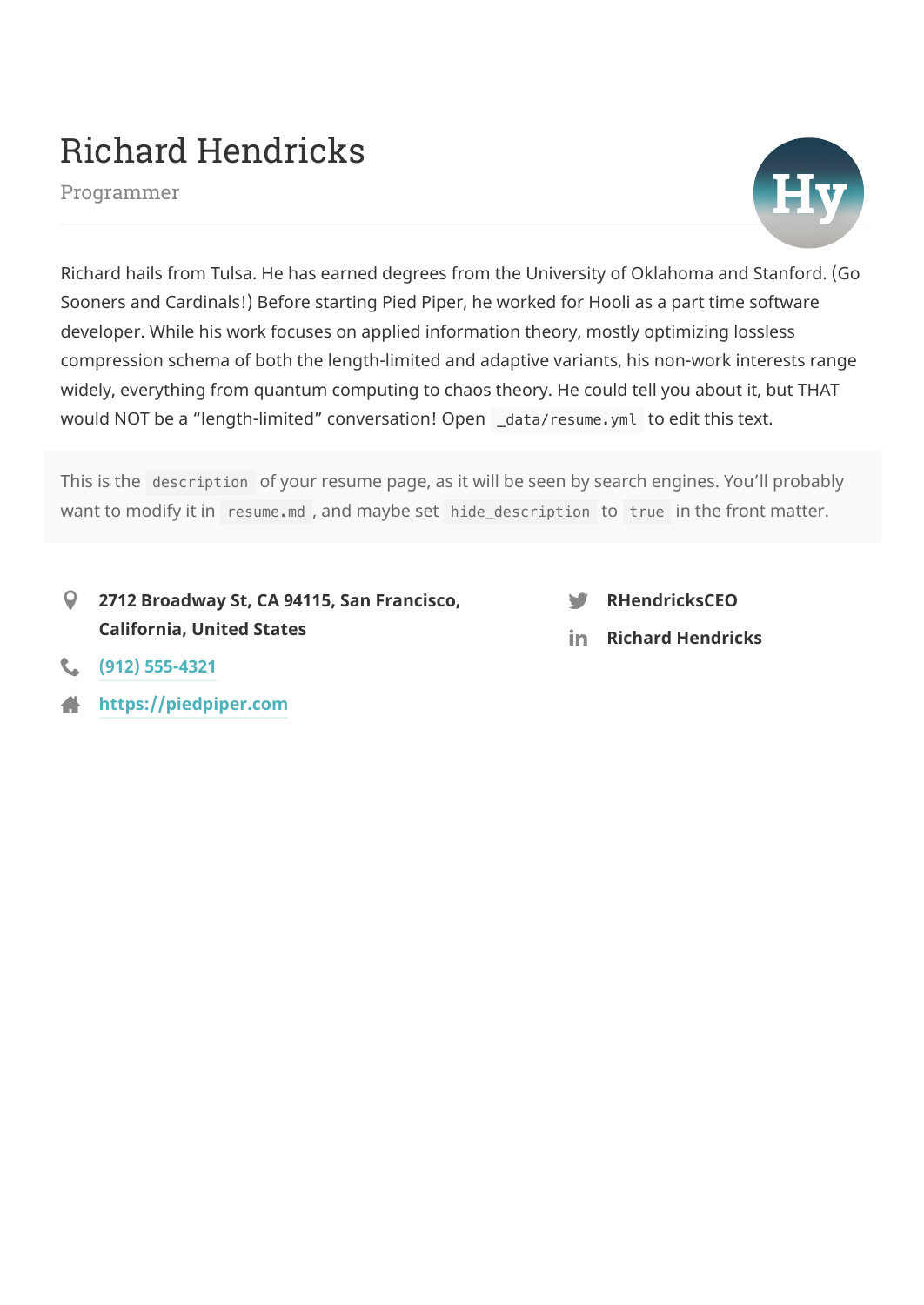# Richard Hendricks

Programmer

Richard hails from Tulsa. He has earned degrees from the University of Oklahoma and Stanford. (Go Sooners and Cardinals!) Before starting Pied Piper, he worked for Hooli as a part time software developer. While his work focuses on applied information theory, mostly optimizing lossless compression schema of both the length-limited and adaptive variants, his non-work interests range widely, everything from quantum computing to chaos theory. He could tell you about it, but THAT would NOT be a “length-limited” conversation! Open `_data/resume.yml` to edit this text.

> This is the `description` of your resume page, as it will be seen by search engines. You’ll probably want to modify it in `resume.md`, and maybe set `hide_description` to `true` in the front matter.

- **2712 Broadway St, CA 94115, San Francisco, California, United States**
- **(912) 555-4321**
- **https://piedpiper.com**
- **RHendricksCEO**
- **Richard Hendricks**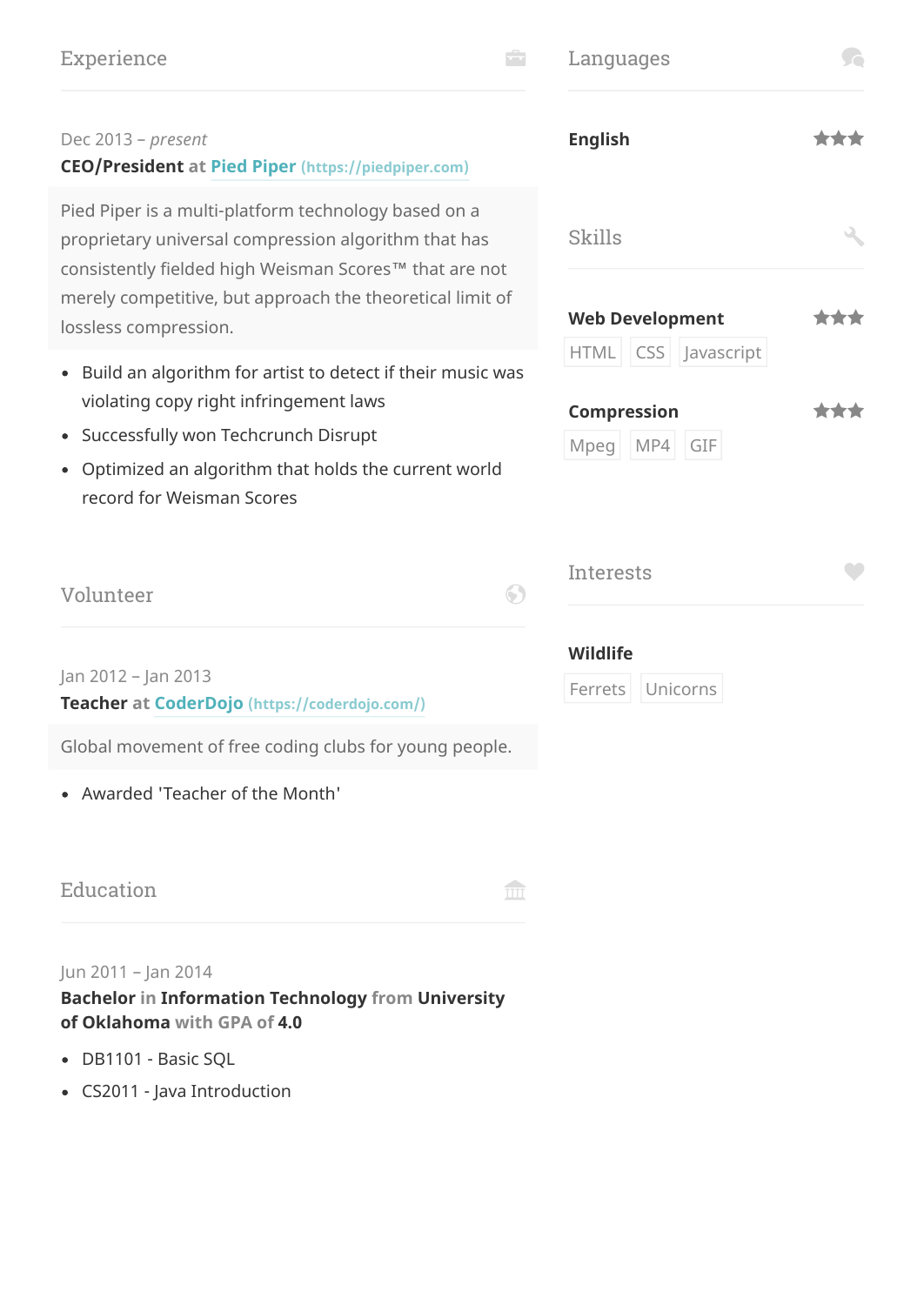## Experience

Dec 2013 – *present*

**CEO/President** at **Pied Piper** (https://piedpiper.com)

Pied Piper is a multi-platform technology based on a proprietary universal compression algorithm that has consistently fielded high Weisman Scores™ that are not merely competitive, but approach the theoretical limit of lossless compression.

- Build an algorithm for artist to detect if their music was violating copy right infringement laws
- Successfully won Techcrunch Disrupt
- Optimized an algorithm that holds the current world record for Weisman Scores

## Volunteer

Jan 2012 – Jan 2013

**Teacher** at **CoderDojo** (https://coderdojo.com/)

Global movement of free coding clubs for young people.

- Awarded 'Teacher of the Month'

## Education

Jun 2011 – Jan 2014

**Bachelor** in **Information Technology** from **University of Oklahoma** with GPA of **4.0**

- DB1101 - Basic SQL
- CS2011 - Java Introduction

## Languages

**English** ★★★

## Skills

**Web Development** ★★★

HTML CSS Javascript

**Compression** ★★★

Mpeg MP4 GIF

## Interests

**Wildlife**

Ferrets Unicorns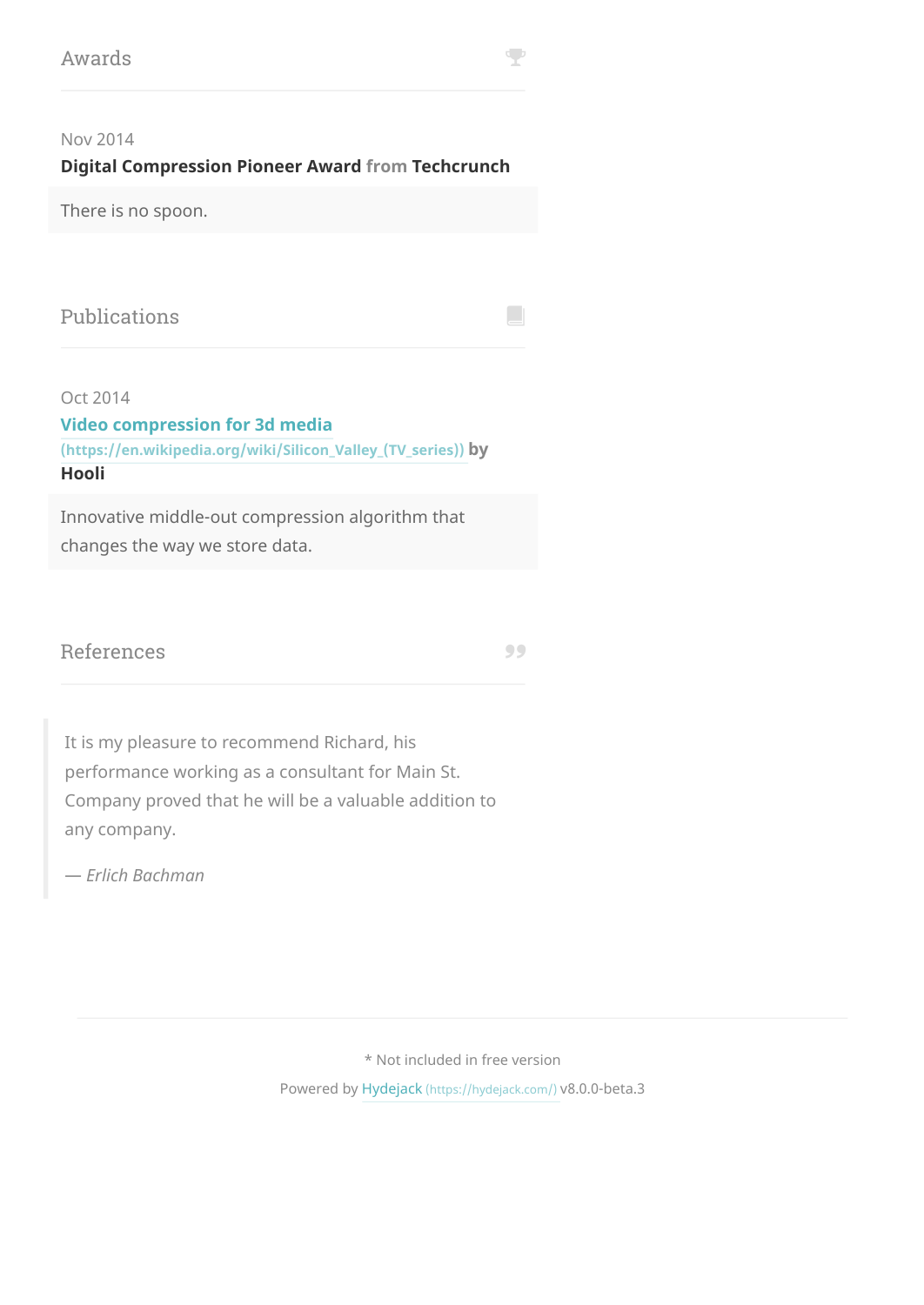## Awards

Nov 2014

**Digital Compression Pioneer Award** from **Techcrunch**

There is no spoon.

## Publications

Oct 2014

**Video compression for 3d media (https://en.wikipedia.org/wiki/Silicon_Valley_(TV_series))** by **Hooli**

Innovative middle-out compression algorithm that changes the way we store data.

## References

> It is my pleasure to recommend Richard, his performance working as a consultant for Main St. Company proved that he will be a valuable addition to any company.
>
> — *Erlich Bachman*

---

* Not included in free version

Powered by Hydejack (https://hydejack.com/) v8.0.0-beta.3